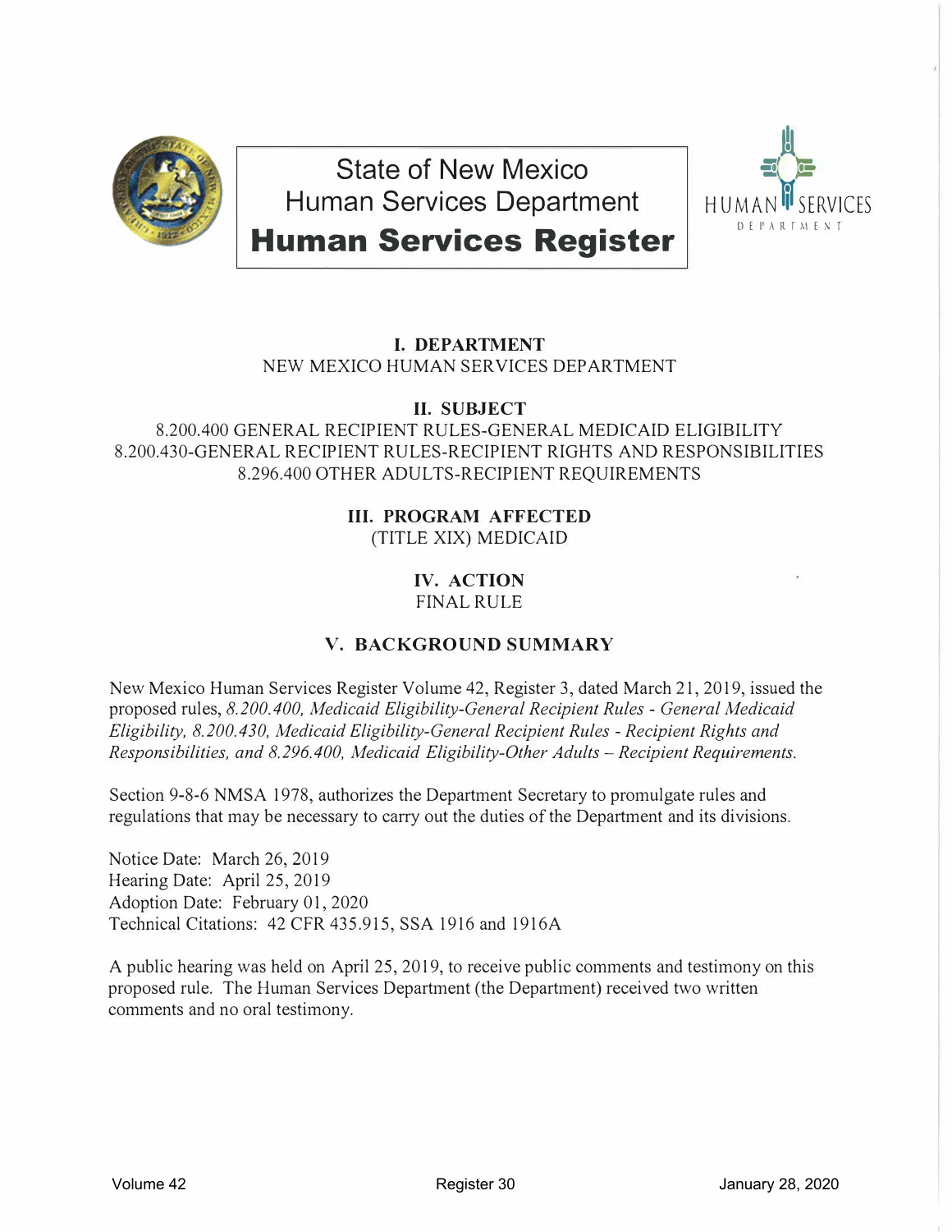# State of New Mexico
# Human Services Department
# **Human Services Register**

## I. DEPARTMENT

NEW MEXICO HUMAN SERVICES DEPARTMENT

## II. SUBJECT

8.200.400 GENERAL RECIPIENT RULES-GENERAL MEDICAID ELIGIBILITY
8.200.430-GENERAL RECIPIENT RULES-RECIPIENT RIGHTS AND RESPONSIBILITIES
8.296.400 OTHER ADULTS-RECIPIENT REQUIREMENTS

## III. PROGRAM AFFECTED

(TITLE XIX) MEDICAID

## IV. ACTION

FINAL RULE

## V. BACKGROUND SUMMARY

New Mexico Human Services Register Volume 42, Register 3, dated March 21, 2019, issued the proposed rules, *8.200.400, Medicaid Eligibility-General Recipient Rules - General Medicaid Eligibility, 8.200.430, Medicaid Eligibility-General Recipient Rules - Recipient Rights and Responsibilities, and 8.296.400, Medicaid Eligibility-Other Adults – Recipient Requirements.*

Section 9-8-6 NMSA 1978, authorizes the Department Secretary to promulgate rules and regulations that may be necessary to carry out the duties of the Department and its divisions.

Notice Date: March 26, 2019
Hearing Date: April 25, 2019
Adoption Date: February 01, 2020
Technical Citations: 42 CFR 435.915, SSA 1916 and 1916A

A public hearing was held on April 25, 2019, to receive public comments and testimony on this proposed rule. The Human Services Department (the Department) received two written comments and no oral testimony.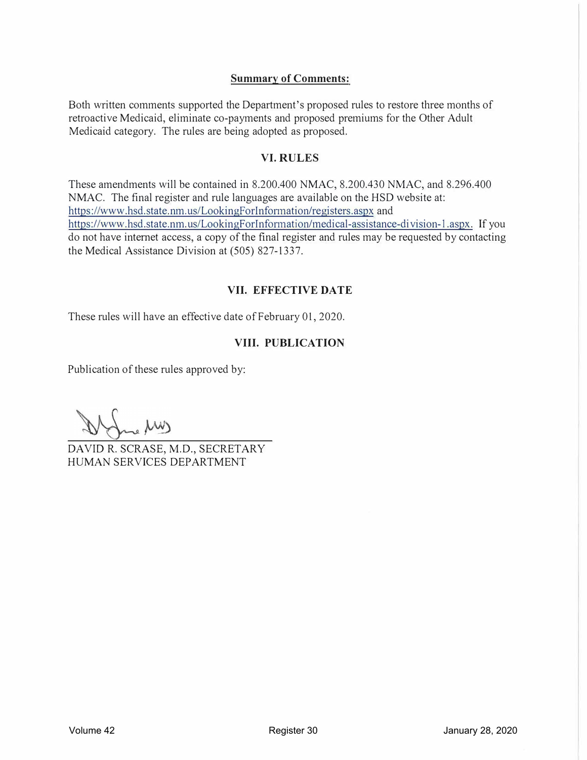**Summary of Comments:**

Both written comments supported the Department's proposed rules to restore three months of retroactive Medicaid, eliminate co-payments and proposed premiums for the Other Adult Medicaid category. The rules are being adopted as proposed.

## VI. RULES

These amendments will be contained in 8.200.400 NMAC, 8.200.430 NMAC, and 8.296.400 NMAC. The final register and rule languages are available on the HSD website at: https://www.hsd.state.nm.us/LookingForInformation/registers.aspx and https://www.hsd.state.nm.us/LookingForInformation/medical-assistance-division-1.aspx. If you do not have internet access, a copy of the final register and rules may be requested by contacting the Medical Assistance Division at (505) 827-1337.

## VII. EFFECTIVE DATE

These rules will have an effective date of February 01, 2020.

## VIII. PUBLICATION

Publication of these rules approved by:

DAVID R. SCRASE, M.D., SECRETARY
HUMAN SERVICES DEPARTMENT